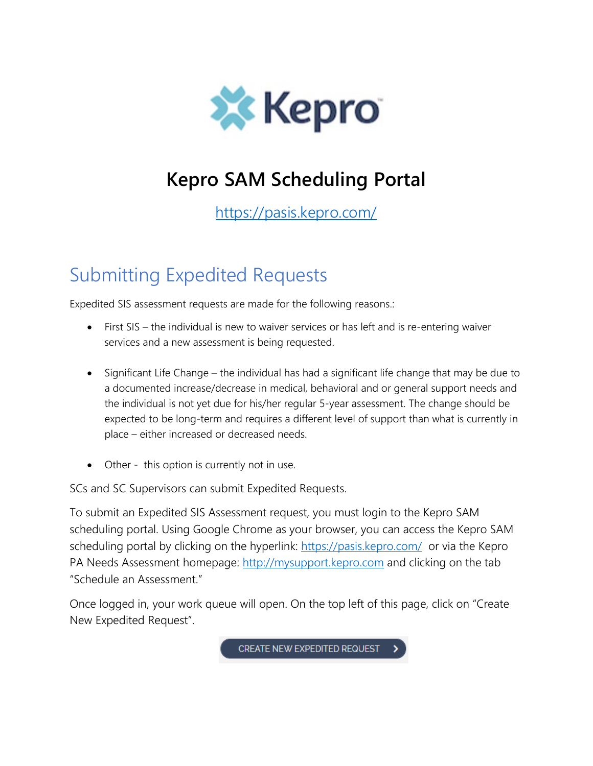# Kepro SAM Scheduling Portal

https://pasis.kepro.com/

## Submitting Expedited Requests

Expedited SIS assessment requests are made for the following reasons.:

- First SIS – the individual is new to waiver services or has left and is re-entering waiver services and a new assessment is being requested.

- Significant Life Change – the individual has had a significant life change that may be due to a documented increase/decrease in medical, behavioral and or general support needs and the individual is not yet due for his/her regular 5-year assessment. The change should be expected to be long-term and requires a different level of support than what is currently in place – either increased or decreased needs.

- Other - this option is currently not in use.

SCs and SC Supervisors can submit Expedited Requests.

To submit an Expedited SIS Assessment request, you must login to the Kepro SAM scheduling portal. Using Google Chrome as your browser, you can access the Kepro SAM scheduling portal by clicking on the hyperlink: https://pasis.kepro.com/ or via the Kepro PA Needs Assessment homepage: http://mysupport.kepro.com and clicking on the tab "Schedule an Assessment."

Once logged in, your work queue will open. On the top left of this page, click on "Create New Expedited Request".

CREATE NEW EXPEDITED REQUEST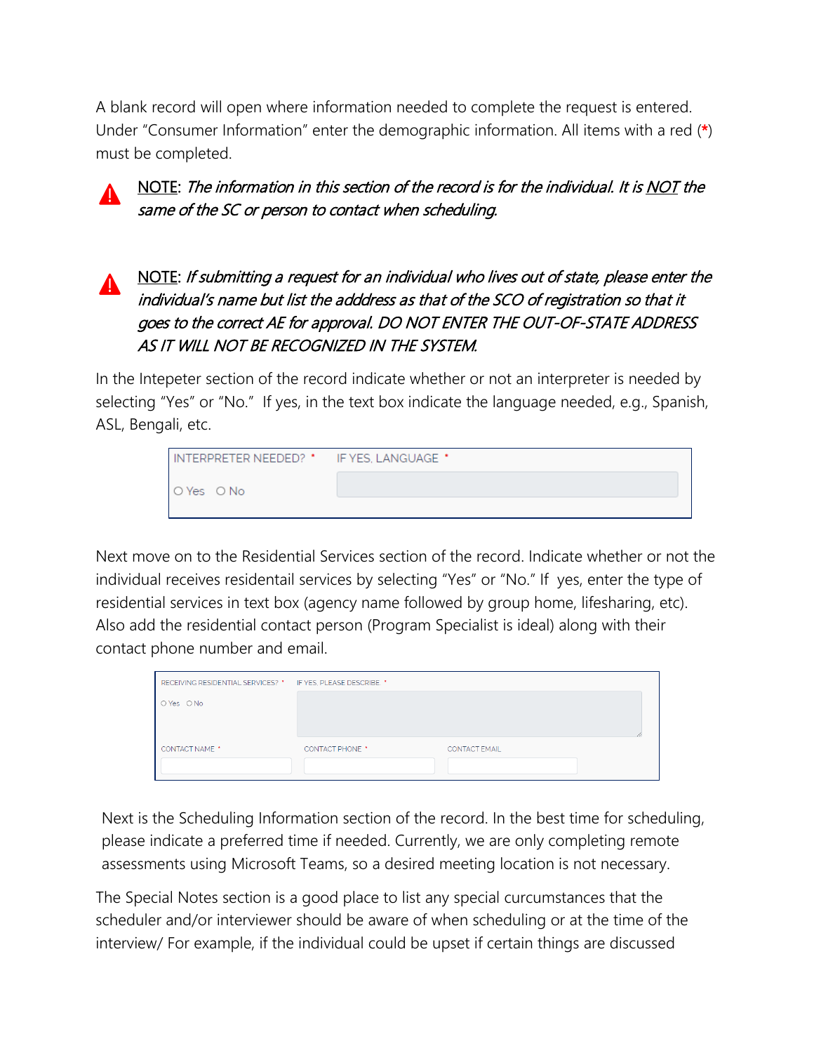A blank record will open where information needed to complete the request is entered. Under "Consumer Information" enter the demographic information. All items with a red (*) must be completed.

⚠ <u>NOTE</u>: *The information in this section of the record is for the individual. It is <u>NOT</u> the same of the SC or person to contact when scheduling.*

⚠ <u>NOTE</u>: *If submitting a request for an individual who lives out of state, please enter the individual's name but list the adddress as that of the SCO of registration so that it goes to the correct AE for approval. DO NOT ENTER THE OUT-OF-STATE ADDRESS AS IT WILL NOT BE RECOGNIZED IN THE SYSTEM.*

In the Intepeter section of the record indicate whether or not an interpreter is needed by selecting "Yes" or "No." If yes, in the text box indicate the language needed, e.g., Spanish, ASL, Bengali, etc.

| INTERPRETER NEEDED? * | IF YES, LANGUAGE * |
|---|---|
| ○ Yes ○ No | |

Next move on to the Residential Services section of the record. Indicate whether or not the individual receives residentail services by selecting "Yes" or "No." If yes, enter the type of residential services in text box (agency name followed by group home, lifesharing, etc). Also add the residential contact person (Program Specialist is ideal) along with their contact phone number and email.

| RECEIVING RESIDENTIAL SERVICES? * | IF YES, PLEASE DESCRIBE * | |
|---|---|---|
| ○ Yes ○ No | | |
| CONTACT NAME * | CONTACT PHONE * | CONTACT EMAIL |
| | | |

Next is the Scheduling Information section of the record. In the best time for scheduling, please indicate a preferred time if needed. Currently, we are only completing remote assessments using Microsoft Teams, so a desired meeting location is not necessary.

The Special Notes section is a good place to list any special curcumstances that the scheduler and/or interviewer should be aware of when scheduling or at the time of the interview/ For example, if the individual could be upset if certain things are discussed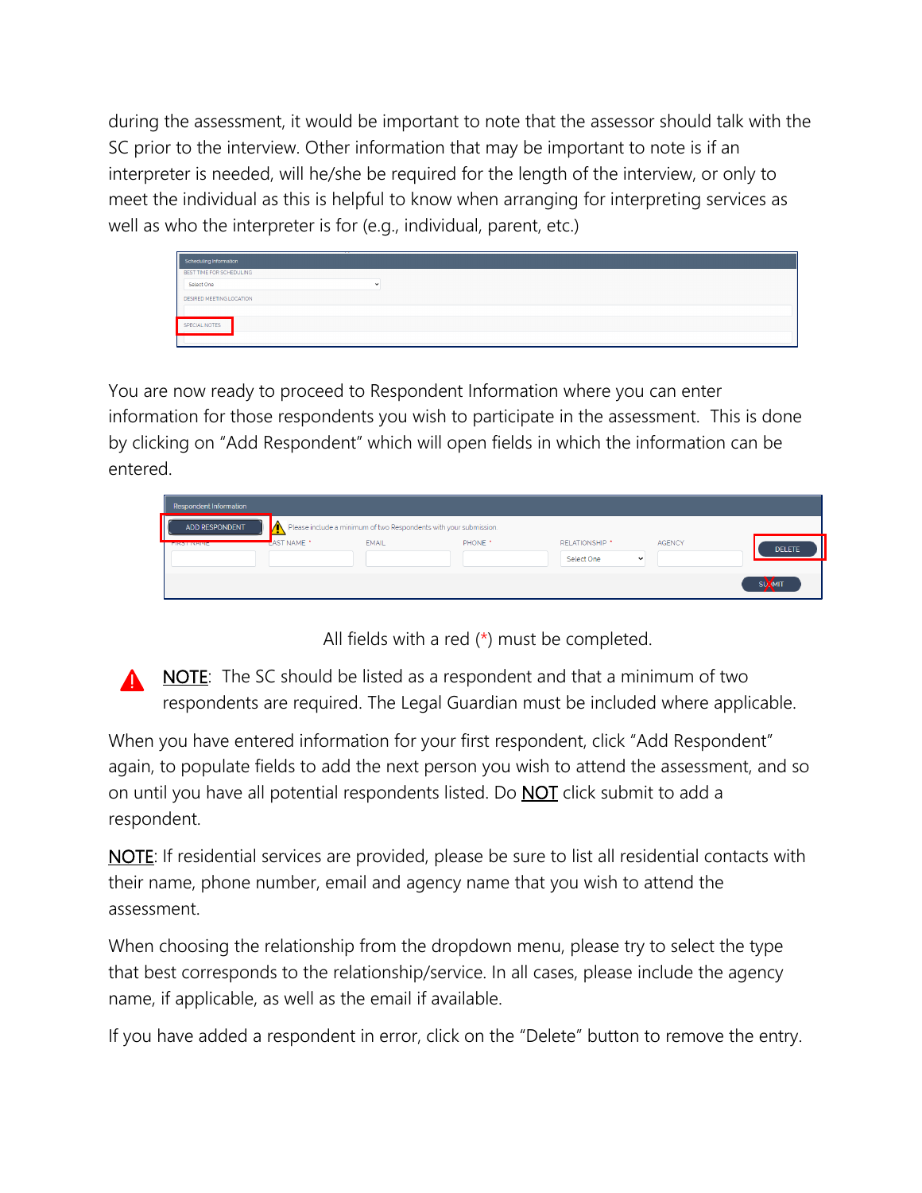during the assessment, it would be important to note that the assessor should talk with the SC prior to the interview. Other information that may be important to note is if an interpreter is needed, will he/she be required for the length of the interview, or only to meet the individual as this is helpful to know when arranging for interpreting services as well as who the interpreter is for (e.g., individual, parent, etc.)

You are now ready to proceed to Respondent Information where you can enter information for those respondents you wish to participate in the assessment. This is done by clicking on "Add Respondent" which will open fields in which the information can be entered.

All fields with a red (*) must be completed.

**NOTE**: The SC should be listed as a respondent and that a minimum of two respondents are required. The Legal Guardian must be included where applicable.

When you have entered information for your first respondent, click "Add Respondent" again, to populate fields to add the next person you wish to attend the assessment, and so on until you have all potential respondents listed. Do **NOT** click submit to add a respondent.

**NOTE**: If residential services are provided, please be sure to list all residential contacts with their name, phone number, email and agency name that you wish to attend the assessment.

When choosing the relationship from the dropdown menu, please try to select the type that best corresponds to the relationship/service. In all cases, please include the agency name, if applicable, as well as the email if available.

If you have added a respondent in error, click on the "Delete" button to remove the entry.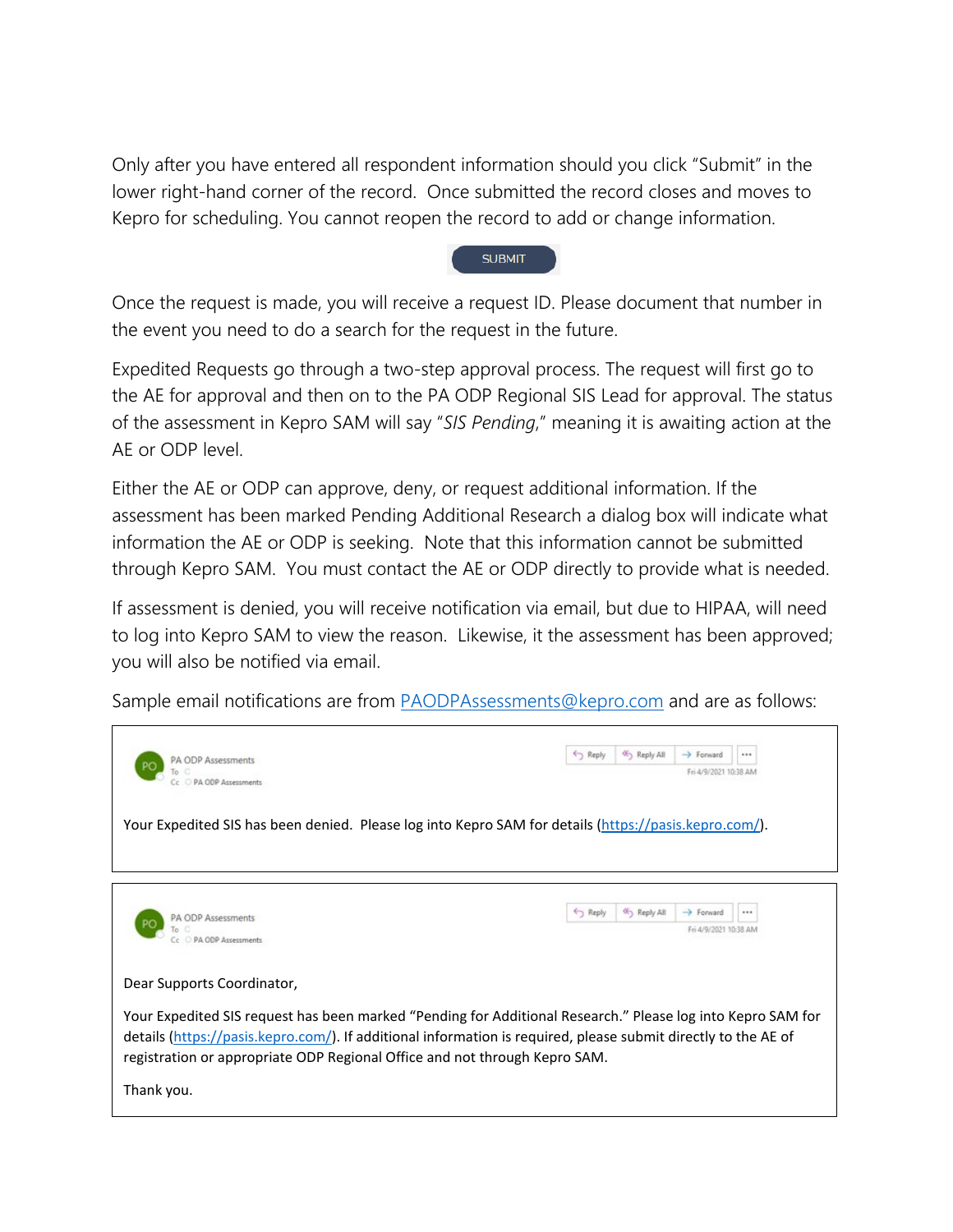Only after you have entered all respondent information should you click "Submit" in the lower right-hand corner of the record. Once submitted the record closes and moves to Kepro for scheduling. You cannot reopen the record to add or change information.

SUBMIT

Once the request is made, you will receive a request ID. Please document that number in the event you need to do a search for the request in the future.

Expedited Requests go through a two-step approval process. The request will first go to the AE for approval and then on to the PA ODP Regional SIS Lead for approval. The status of the assessment in Kepro SAM will say "*SIS Pending*," meaning it is awaiting action at the AE or ODP level.

Either the AE or ODP can approve, deny, or request additional information. If the assessment has been marked Pending Additional Research a dialog box will indicate what information the AE or ODP is seeking. Note that this information cannot be submitted through Kepro SAM. You must contact the AE or ODP directly to provide what is needed.

If assessment is denied, you will receive notification via email, but due to HIPAA, will need to log into Kepro SAM to view the reason. Likewise, it the assessment has been approved; you will also be notified via email.

Sample email notifications are from [PAODPAssessments@kepro.com](mailto:PAODPAssessments@kepro.com) and are as follows:

---

PA ODP Assessments
To
Cc PA ODP Assessments

Reply | Reply All | Forward | ...

Fri 4/9/2021 10:38 AM

Your Expedited SIS has been denied. Please log into Kepro SAM for details ([https://pasis.kepro.com/](https://pasis.kepro.com/)).

---

PA ODP Assessments
To
Cc PA ODP Assessments

Reply | Reply All | Forward | ...

Fri 4/9/2021 10:38 AM

Dear Supports Coordinator,

Your Expedited SIS request has been marked "Pending for Additional Research." Please log into Kepro SAM for details ([https://pasis.kepro.com/](https://pasis.kepro.com/)). If additional information is required, please submit directly to the AE of registration or appropriate ODP Regional Office and not through Kepro SAM.

Thank you.